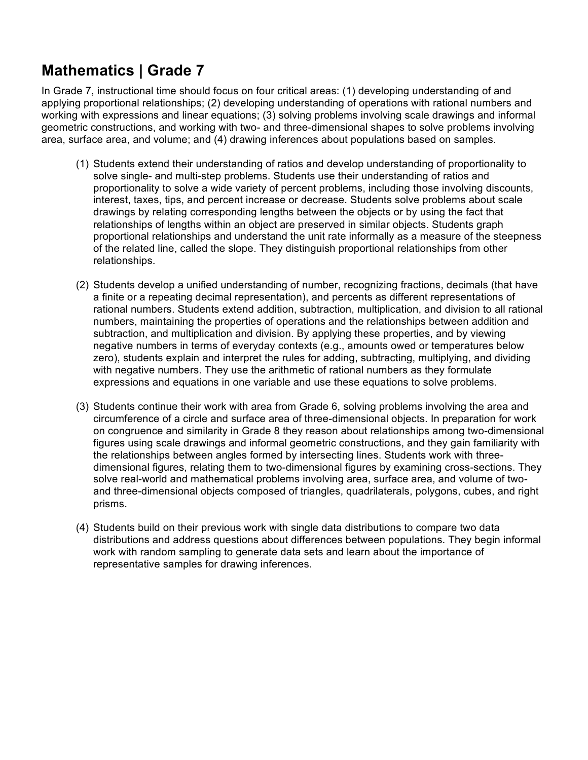# Mathematics | Grade 7

In Grade 7, instructional time should focus on four critical areas: (1) developing understanding of and applying proportional relationships; (2) developing understanding of operations with rational numbers and working with expressions and linear equations; (3) solving problems involving scale drawings and informal geometric constructions, and working with two- and three-dimensional shapes to solve problems involving area, surface area, and volume; and (4) drawing inferences about populations based on samples.

(1) Students extend their understanding of ratios and develop understanding of proportionality to solve single- and multi-step problems. Students use their understanding of ratios and proportionality to solve a wide variety of percent problems, including those involving discounts, interest, taxes, tips, and percent increase or decrease. Students solve problems about scale drawings by relating corresponding lengths between the objects or by using the fact that relationships of lengths within an object are preserved in similar objects. Students graph proportional relationships and understand the unit rate informally as a measure of the steepness of the related line, called the slope. They distinguish proportional relationships from other relationships.

(2) Students develop a unified understanding of number, recognizing fractions, decimals (that have a finite or a repeating decimal representation), and percents as different representations of rational numbers. Students extend addition, subtraction, multiplication, and division to all rational numbers, maintaining the properties of operations and the relationships between addition and subtraction, and multiplication and division. By applying these properties, and by viewing negative numbers in terms of everyday contexts (e.g., amounts owed or temperatures below zero), students explain and interpret the rules for adding, subtracting, multiplying, and dividing with negative numbers. They use the arithmetic of rational numbers as they formulate expressions and equations in one variable and use these equations to solve problems.

(3) Students continue their work with area from Grade 6, solving problems involving the area and circumference of a circle and surface area of three-dimensional objects. In preparation for work on congruence and similarity in Grade 8 they reason about relationships among two-dimensional figures using scale drawings and informal geometric constructions, and they gain familiarity with the relationships between angles formed by intersecting lines. Students work with three-dimensional figures, relating them to two-dimensional figures by examining cross-sections. They solve real-world and mathematical problems involving area, surface area, and volume of two- and three-dimensional objects composed of triangles, quadrilaterals, polygons, cubes, and right prisms.

(4) Students build on their previous work with single data distributions to compare two data distributions and address questions about differences between populations. They begin informal work with random sampling to generate data sets and learn about the importance of representative samples for drawing inferences.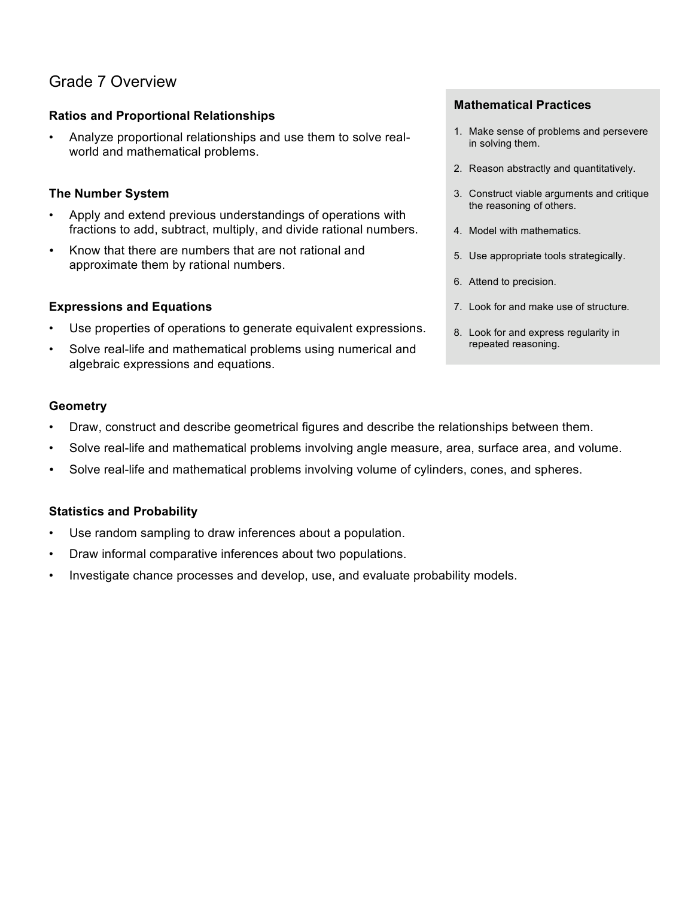# Grade 7 Overview

**Ratios and Proportional Relationships**

- Analyze proportional relationships and use them to solve real-world and mathematical problems.

**The Number System**

- Apply and extend previous understandings of operations with fractions to add, subtract, multiply, and divide rational numbers.
- Know that there are numbers that are not rational and approximate them by rational numbers.

**Expressions and Equations**

- Use properties of operations to generate equivalent expressions.
- Solve real-life and mathematical problems using numerical and algebraic expressions and equations.

**Geometry**

- Draw, construct and describe geometrical figures and describe the relationships between them.
- Solve real-life and mathematical problems involving angle measure, area, surface area, and volume.
- Solve real-life and mathematical problems involving volume of cylinders, cones, and spheres.

**Statistics and Probability**

- Use random sampling to draw inferences about a population.
- Draw informal comparative inferences about two populations.
- Investigate chance processes and develop, use, and evaluate probability models.

**Mathematical Practices**

1. Make sense of problems and persevere in solving them.
2. Reason abstractly and quantitatively.
3. Construct viable arguments and critique the reasoning of others.
4. Model with mathematics.
5. Use appropriate tools strategically.
6. Attend to precision.
7. Look for and make use of structure.
8. Look for and express regularity in repeated reasoning.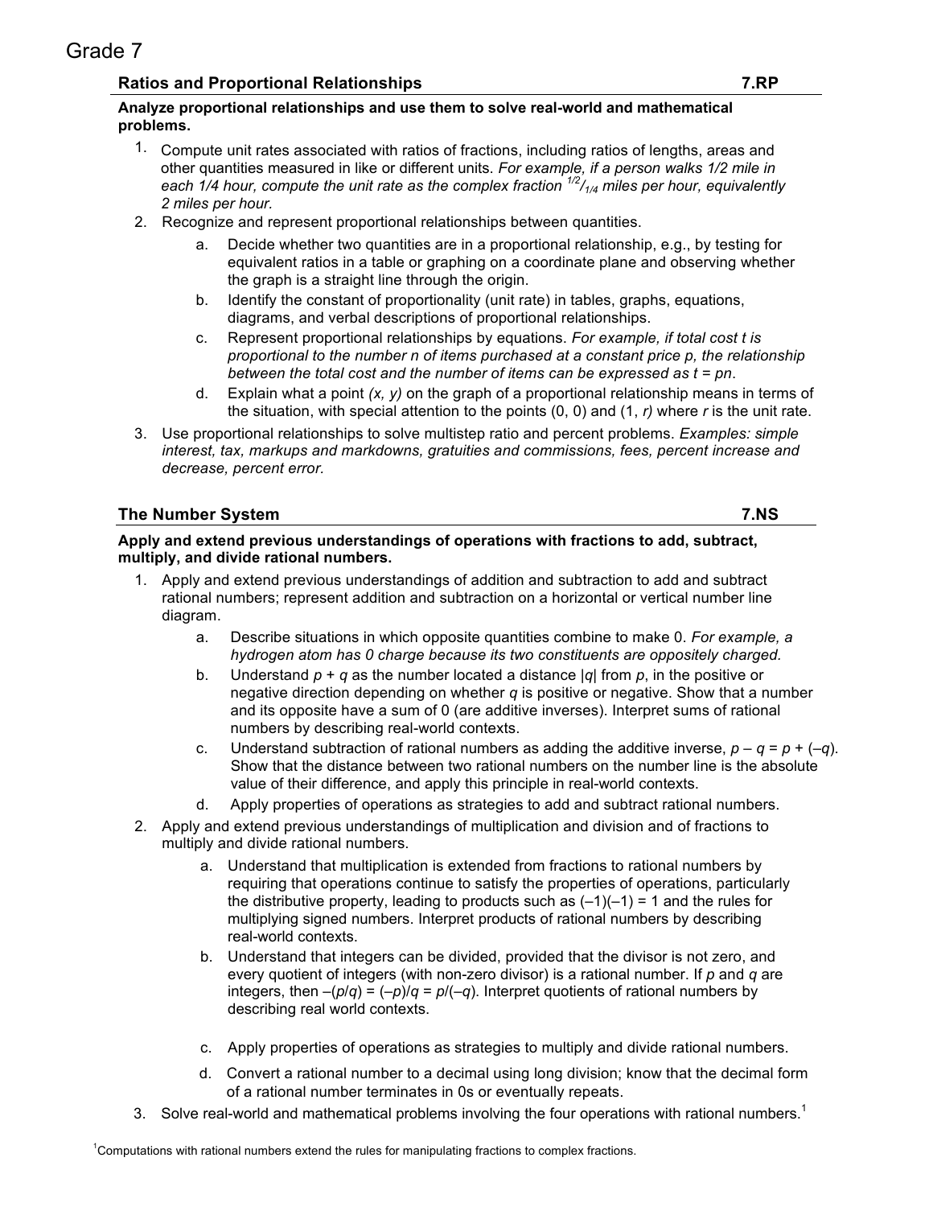# Grade 7

## Ratios and Proportional Relationships 7.RP

**Analyze proportional relationships and use them to solve real-world and mathematical problems.**

1. Compute unit rates associated with ratios of fractions, including ratios of lengths, areas and other quantities measured in like or different units. *For example, if a person walks 1/2 mile in each 1/4 hour, compute the unit rate as the complex fraction $^{1/2}/_{1/4}$ miles per hour, equivalently 2 miles per hour.*
2. Recognize and represent proportional relationships between quantities.
   a. Decide whether two quantities are in a proportional relationship, e.g., by testing for equivalent ratios in a table or graphing on a coordinate plane and observing whether the graph is a straight line through the origin.
   b. Identify the constant of proportionality (unit rate) in tables, graphs, equations, diagrams, and verbal descriptions of proportional relationships.
   c. Represent proportional relationships by equations. *For example, if total cost $t$ is proportional to the number $n$ of items purchased at a constant price $p$, the relationship between the total cost and the number of items can be expressed as $t = pn$.*
   d. Explain what a point $(x, y)$ on the graph of a proportional relationship means in terms of the situation, with special attention to the points $(0, 0)$ and $(1, r)$ where $r$ is the unit rate.
3. Use proportional relationships to solve multistep ratio and percent problems. *Examples: simple interest, tax, markups and markdowns, gratuities and commissions, fees, percent increase and decrease, percent error.*

## The Number System 7.NS

**Apply and extend previous understandings of operations with fractions to add, subtract, multiply, and divide rational numbers.**

1. Apply and extend previous understandings of addition and subtraction to add and subtract rational numbers; represent addition and subtraction on a horizontal or vertical number line diagram.
   a. Describe situations in which opposite quantities combine to make 0. *For example, a hydrogen atom has 0 charge because its two constituents are oppositely charged.*
   b. Understand $p + q$ as the number located a distance $|q|$ from $p$, in the positive or negative direction depending on whether $q$ is positive or negative. Show that a number and its opposite have a sum of 0 (are additive inverses). Interpret sums of rational numbers by describing real-world contexts.
   c. Understand subtraction of rational numbers as adding the additive inverse, $p – q = p + (–q)$. Show that the distance between two rational numbers on the number line is the absolute value of their difference, and apply this principle in real-world contexts.
   d. Apply properties of operations as strategies to add and subtract rational numbers.
2. Apply and extend previous understandings of multiplication and division and of fractions to multiply and divide rational numbers.
   a. Understand that multiplication is extended from fractions to rational numbers by requiring that operations continue to satisfy the properties of operations, particularly the distributive property, leading to products such as $(–1)(–1) = 1$ and the rules for multiplying signed numbers. Interpret products of rational numbers by describing real-world contexts.
   b. Understand that integers can be divided, provided that the divisor is not zero, and every quotient of integers (with non-zero divisor) is a rational number. If $p$ and $q$ are integers, then $–(p/q) = (–p)/q = p/(–q)$. Interpret quotients of rational numbers by describing real world contexts.
   c. Apply properties of operations as strategies to multiply and divide rational numbers.
   d. Convert a rational number to a decimal using long division; know that the decimal form of a rational number terminates in 0s or eventually repeats.
3. Solve real-world and mathematical problems involving the four operations with rational numbers.[1]

[1]Computations with rational numbers extend the rules for manipulating fractions to complex fractions.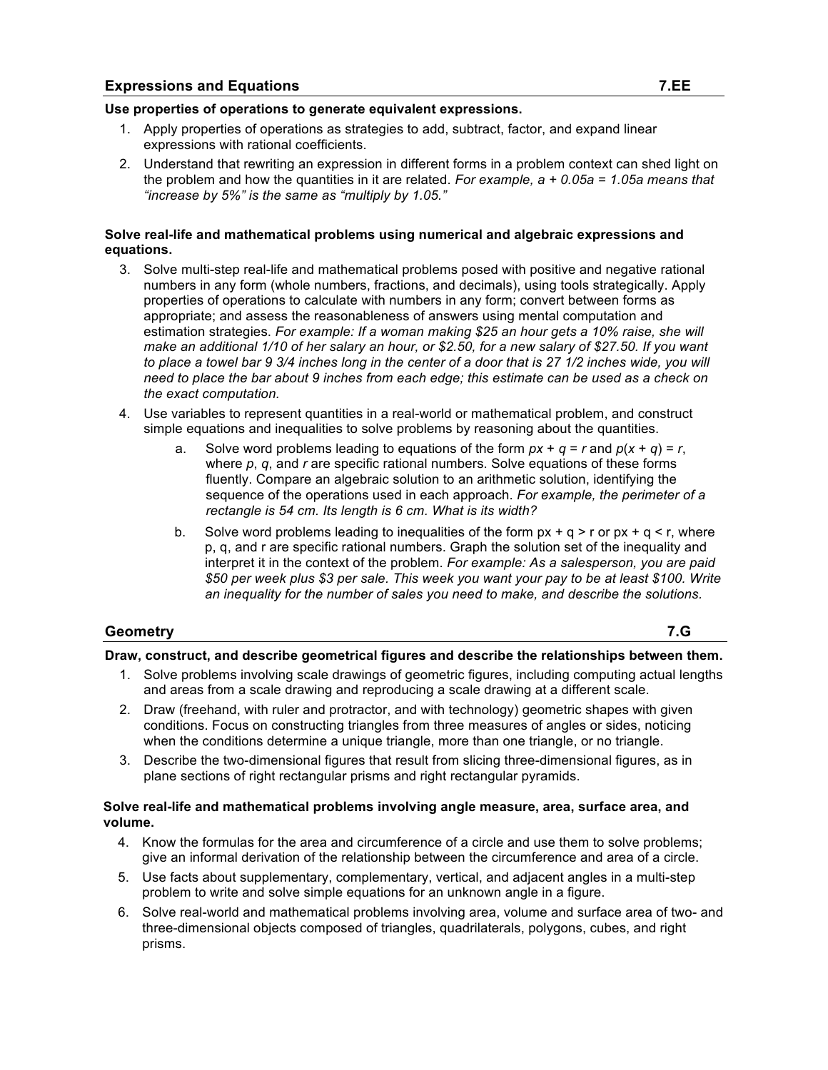## Expressions and Equations — 7.EE

**Use properties of operations to generate equivalent expressions.**

1. Apply properties of operations as strategies to add, subtract, factor, and expand linear expressions with rational coefficients.
2. Understand that rewriting an expression in different forms in a problem context can shed light on the problem and how the quantities in it are related. *For example, $a + 0.05a = 1.05a$ means that "increase by 5%" is the same as "multiply by 1.05."*

**Solve real-life and mathematical problems using numerical and algebraic expressions and equations.**

3. Solve multi-step real-life and mathematical problems posed with positive and negative rational numbers in any form (whole numbers, fractions, and decimals), using tools strategically. Apply properties of operations to calculate with numbers in any form; convert between forms as appropriate; and assess the reasonableness of answers using mental computation and estimation strategies. *For example: If a woman making \$25 an hour gets a 10% raise, she will make an additional 1/10 of her salary an hour, or \$2.50, for a new salary of \$27.50. If you want to place a towel bar 9 3/4 inches long in the center of a door that is 27 1/2 inches wide, you will need to place the bar about 9 inches from each edge; this estimate can be used as a check on the exact computation.*
4. Use variables to represent quantities in a real-world or mathematical problem, and construct simple equations and inequalities to solve problems by reasoning about the quantities.
   a. Solve word problems leading to equations of the form $px + q = r$ and $p(x + q) = r$, where $p$, $q$, and $r$ are specific rational numbers. Solve equations of these forms fluently. Compare an algebraic solution to an arithmetic solution, identifying the sequence of the operations used in each approach. *For example, the perimeter of a rectangle is 54 cm. Its length is 6 cm. What is its width?*
   b. Solve word problems leading to inequalities of the form $px + q > r$ or $px + q < r$, where p, q, and r are specific rational numbers. Graph the solution set of the inequality and interpret it in the context of the problem. *For example: As a salesperson, you are paid \$50 per week plus \$3 per sale. This week you want your pay to be at least \$100. Write an inequality for the number of sales you need to make, and describe the solutions.*

## Geometry — 7.G

**Draw, construct, and describe geometrical figures and describe the relationships between them.**

1. Solve problems involving scale drawings of geometric figures, including computing actual lengths and areas from a scale drawing and reproducing a scale drawing at a different scale.
2. Draw (freehand, with ruler and protractor, and with technology) geometric shapes with given conditions. Focus on constructing triangles from three measures of angles or sides, noticing when the conditions determine a unique triangle, more than one triangle, or no triangle.
3. Describe the two-dimensional figures that result from slicing three-dimensional figures, as in plane sections of right rectangular prisms and right rectangular pyramids.

**Solve real-life and mathematical problems involving angle measure, area, surface area, and volume.**

4. Know the formulas for the area and circumference of a circle and use them to solve problems; give an informal derivation of the relationship between the circumference and area of a circle.
5. Use facts about supplementary, complementary, vertical, and adjacent angles in a multi-step problem to write and solve simple equations for an unknown angle in a figure.
6. Solve real-world and mathematical problems involving area, volume and surface area of two- and three-dimensional objects composed of triangles, quadrilaterals, polygons, cubes, and right prisms.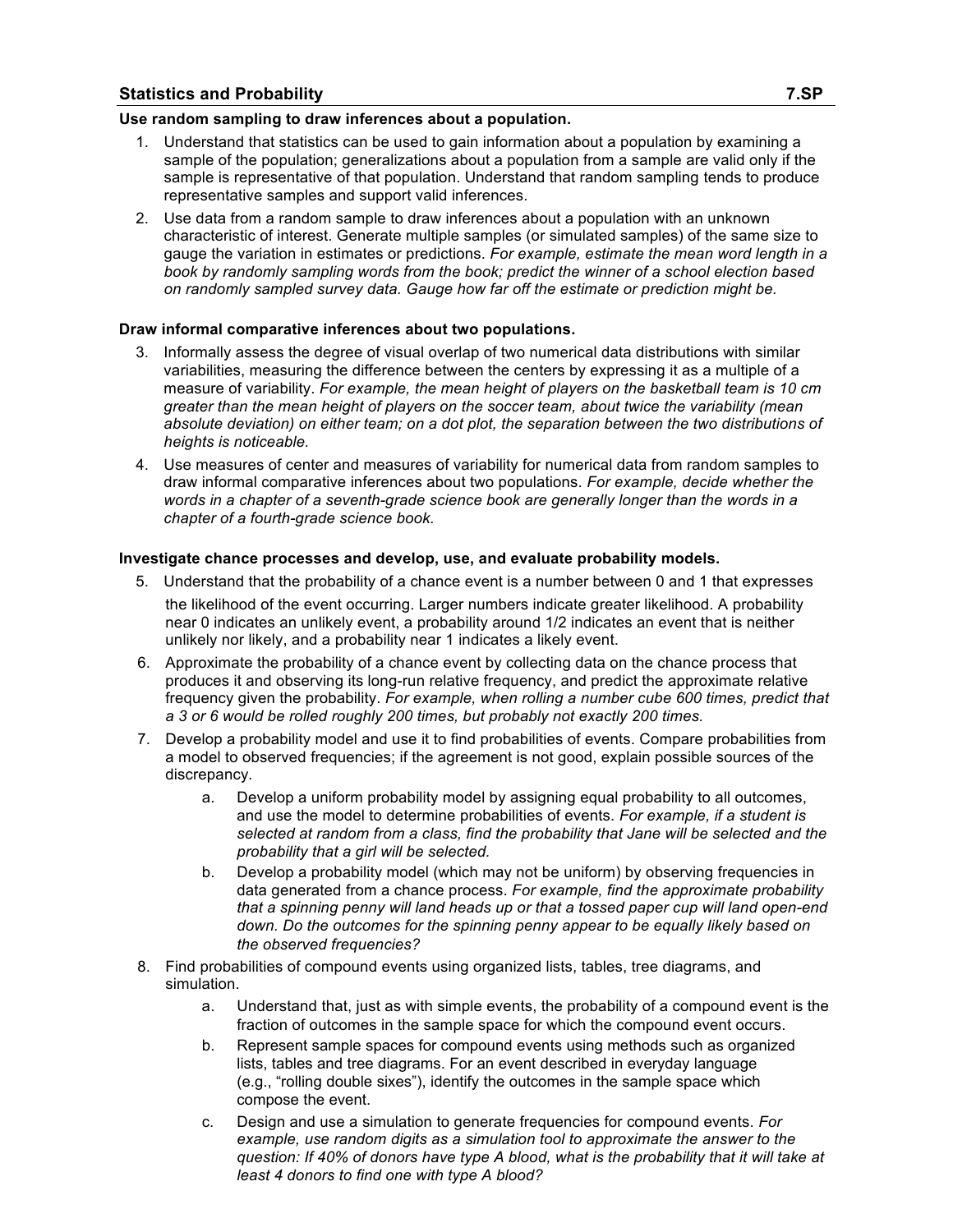## Statistics and Probability 7.SP

**Use random sampling to draw inferences about a population.**

1. Understand that statistics can be used to gain information about a population by examining a sample of the population; generalizations about a population from a sample are valid only if the sample is representative of that population. Understand that random sampling tends to produce representative samples and support valid inferences.
2. Use data from a random sample to draw inferences about a population with an unknown characteristic of interest. Generate multiple samples (or simulated samples) of the same size to gauge the variation in estimates or predictions. *For example, estimate the mean word length in a book by randomly sampling words from the book; predict the winner of a school election based on randomly sampled survey data. Gauge how far off the estimate or prediction might be.*

**Draw informal comparative inferences about two populations.**

3. Informally assess the degree of visual overlap of two numerical data distributions with similar variabilities, measuring the difference between the centers by expressing it as a multiple of a measure of variability. *For example, the mean height of players on the basketball team is 10 cm greater than the mean height of players on the soccer team, about twice the variability (mean absolute deviation) on either team; on a dot plot, the separation between the two distributions of heights is noticeable.*
4. Use measures of center and measures of variability for numerical data from random samples to draw informal comparative inferences about two populations. *For example, decide whether the words in a chapter of a seventh-grade science book are generally longer than the words in a chapter of a fourth-grade science book.*

**Investigate chance processes and develop, use, and evaluate probability models.**

5. Understand that the probability of a chance event is a number between 0 and 1 that expresses the likelihood of the event occurring. Larger numbers indicate greater likelihood. A probability near 0 indicates an unlikely event, a probability around 1/2 indicates an event that is neither unlikely nor likely, and a probability near 1 indicates a likely event.
6. Approximate the probability of a chance event by collecting data on the chance process that produces it and observing its long-run relative frequency, and predict the approximate relative frequency given the probability. *For example, when rolling a number cube 600 times, predict that a 3 or 6 would be rolled roughly 200 times, but probably not exactly 200 times.*
7. Develop a probability model and use it to find probabilities of events. Compare probabilities from a model to observed frequencies; if the agreement is not good, explain possible sources of the discrepancy.
   a. Develop a uniform probability model by assigning equal probability to all outcomes, and use the model to determine probabilities of events. *For example, if a student is selected at random from a class, find the probability that Jane will be selected and the probability that a girl will be selected.*
   b. Develop a probability model (which may not be uniform) by observing frequencies in data generated from a chance process. *For example, find the approximate probability that a spinning penny will land heads up or that a tossed paper cup will land open-end down. Do the outcomes for the spinning penny appear to be equally likely based on the observed frequencies?*
8. Find probabilities of compound events using organized lists, tables, tree diagrams, and simulation.
   a. Understand that, just as with simple events, the probability of a compound event is the fraction of outcomes in the sample space for which the compound event occurs.
   b. Represent sample spaces for compound events using methods such as organized lists, tables and tree diagrams. For an event described in everyday language (e.g., "rolling double sixes"), identify the outcomes in the sample space which compose the event.
   c. Design and use a simulation to generate frequencies for compound events. *For example, use random digits as a simulation tool to approximate the answer to the question: If 40% of donors have type A blood, what is the probability that it will take at least 4 donors to find one with type A blood?*